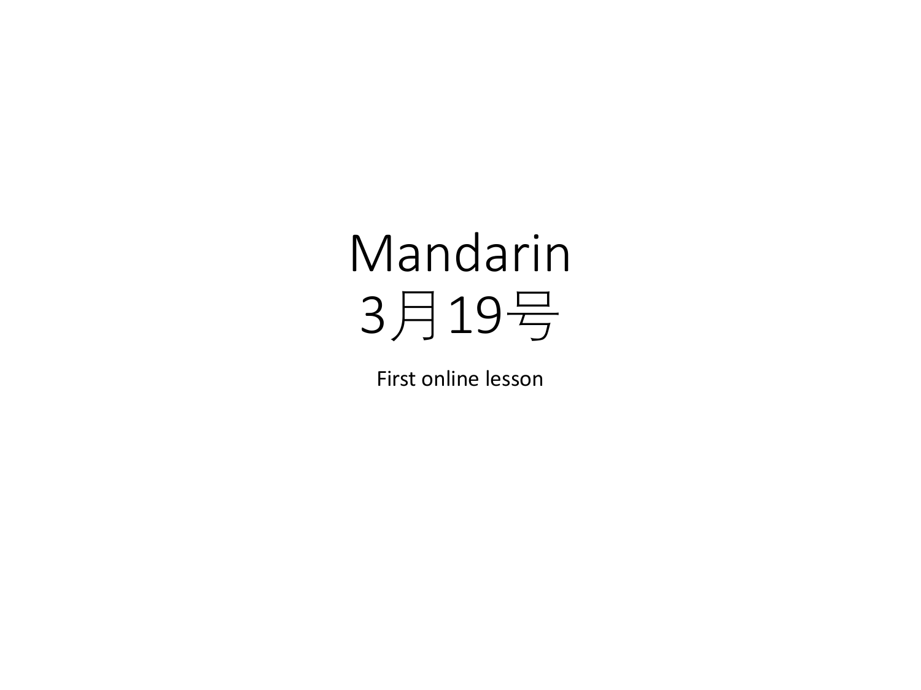# Mandarin
# 3月19号

First online lesson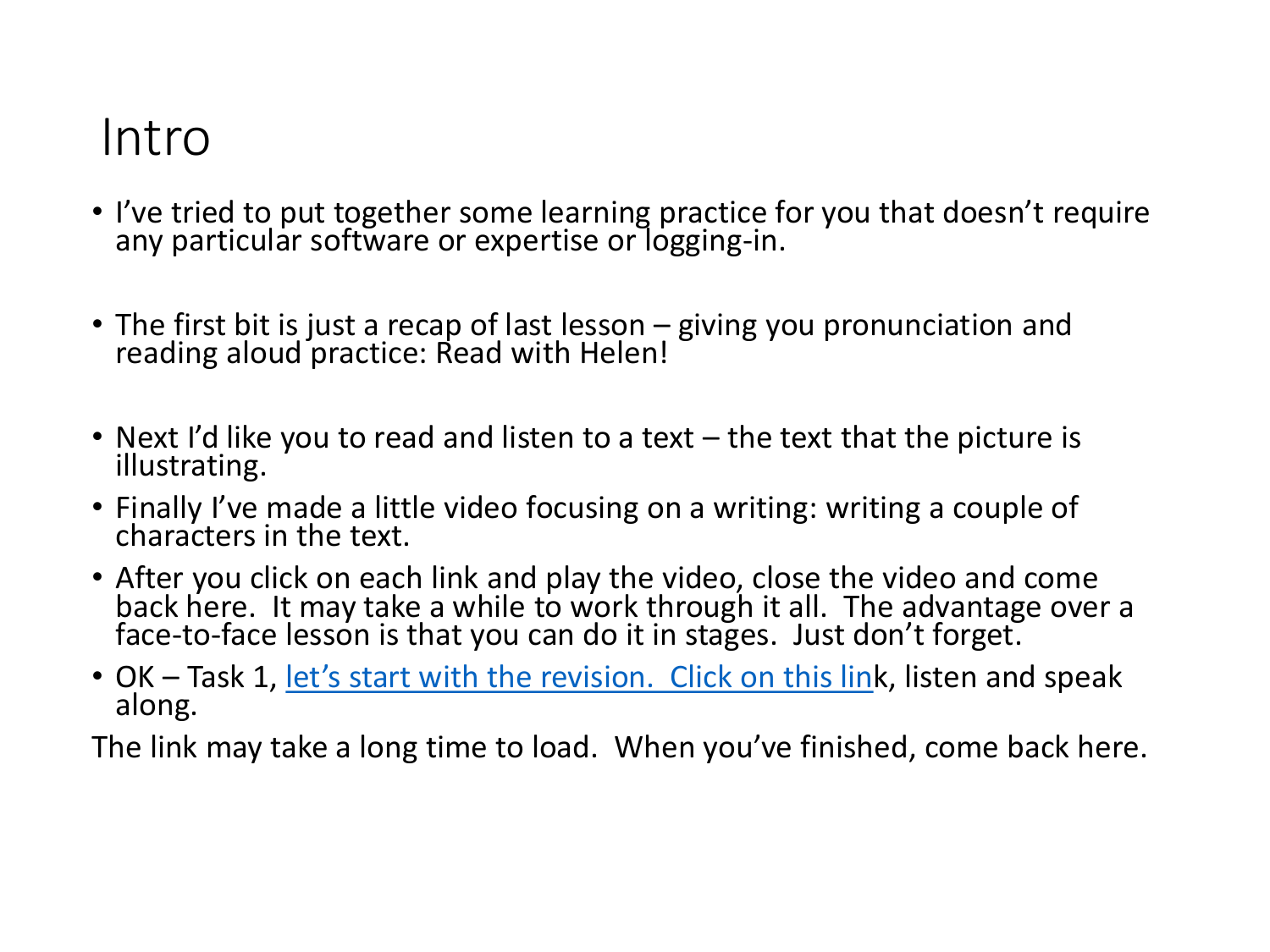# Intro

- I've tried to put together some learning practice for you that doesn't require any particular software or expertise or logging-in.
- The first bit is just a recap of last lesson – giving you pronunciation and reading aloud practice: Read with Helen!
- Next I'd like you to read and listen to a text – the text that the picture is illustrating.
- Finally I've made a little video focusing on a writing: writing a couple of characters in the text.
- After you click on each link and play the video, close the video and come back here. It may take a while to work through it all. The advantage over a face-to-face lesson is that you can do it in stages. Just don't forget.
- OK – Task 1, let's start with the revision. Click on this link, listen and speak along.

The link may take a long time to load. When you've finished, come back here.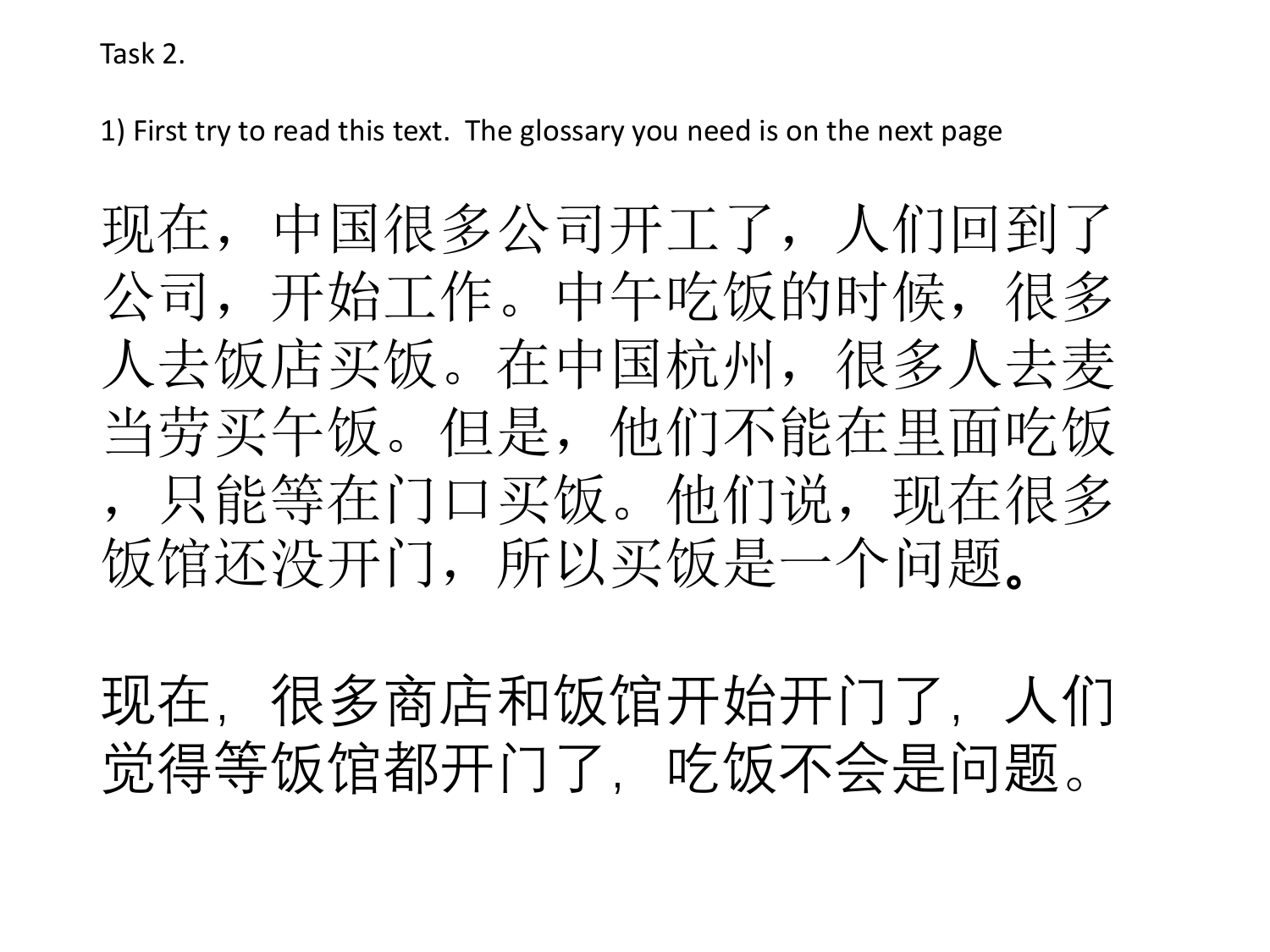Task 2.

1) First try to read this text.  The glossary you need is on the next page

现在，中国很多公司开工了，人们回到了公司，开始工作。中午吃饭的时候，很多人去饭店买饭。在中国杭州，很多人去麦当劳买午饭。但是，他们不能在里面吃饭，只能等在门口买饭。他们说，现在很多饭馆还没开门，所以买饭是一个问题。

现在, 很多商店和饭馆开始开门了, 人们觉得等饭馆都开门了, 吃饭不会是问题。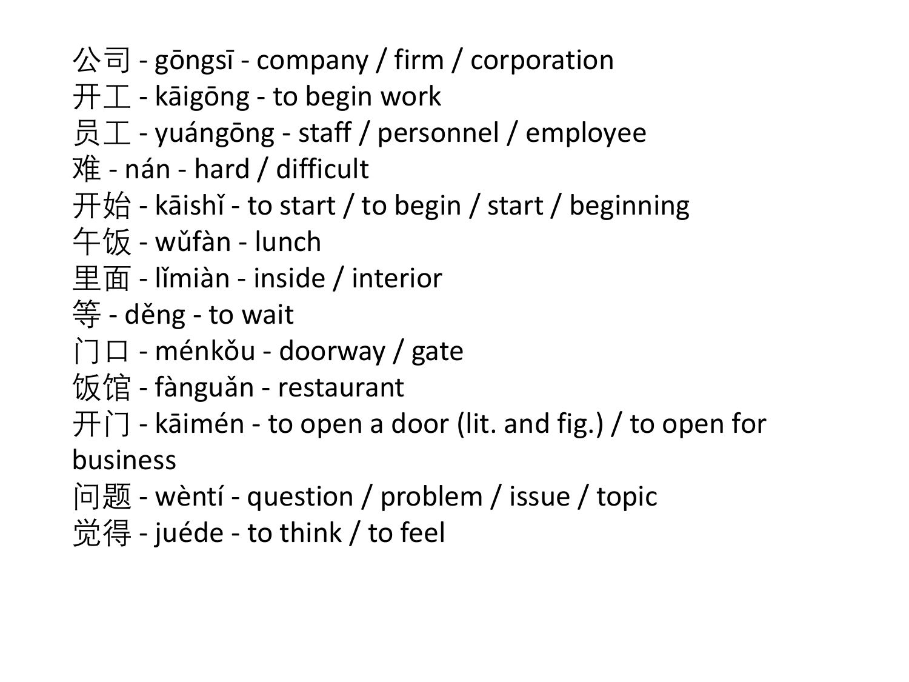公司 - gōngsī - company / firm / corporation
开工 - kāigōng - to begin work
员工 - yuángōng - staff / personnel / employee
难 - nán - hard / difficult
开始 - kāishǐ - to start / to begin / start / beginning
午饭 - wǔfàn - lunch
里面 - lǐmiàn - inside / interior
等 - děng - to wait
门口 - ménkǒu - doorway / gate
饭馆 - fànguǎn - restaurant
开门 - kāimén - to open a door (lit. and fig.) / to open for business
问题 - wèntí - question / problem / issue / topic
觉得 - juéde - to think / to feel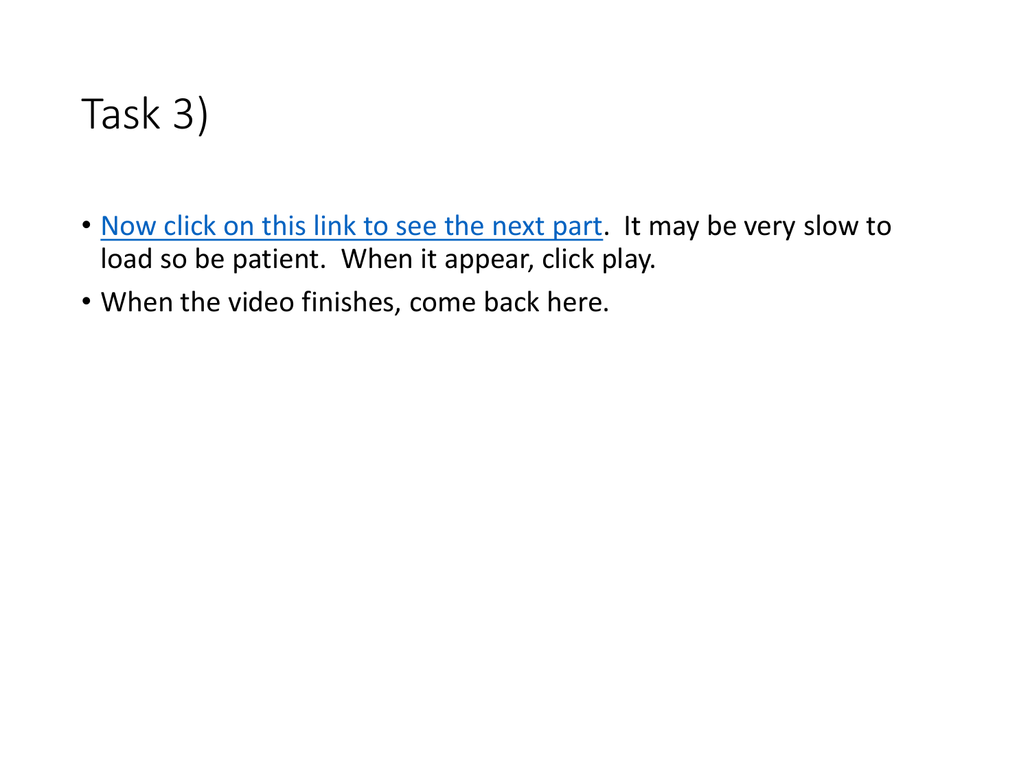# Task 3)

- Now click on this link to see the next part. It may be very slow to load so be patient. When it appear, click play.
- When the video finishes, come back here.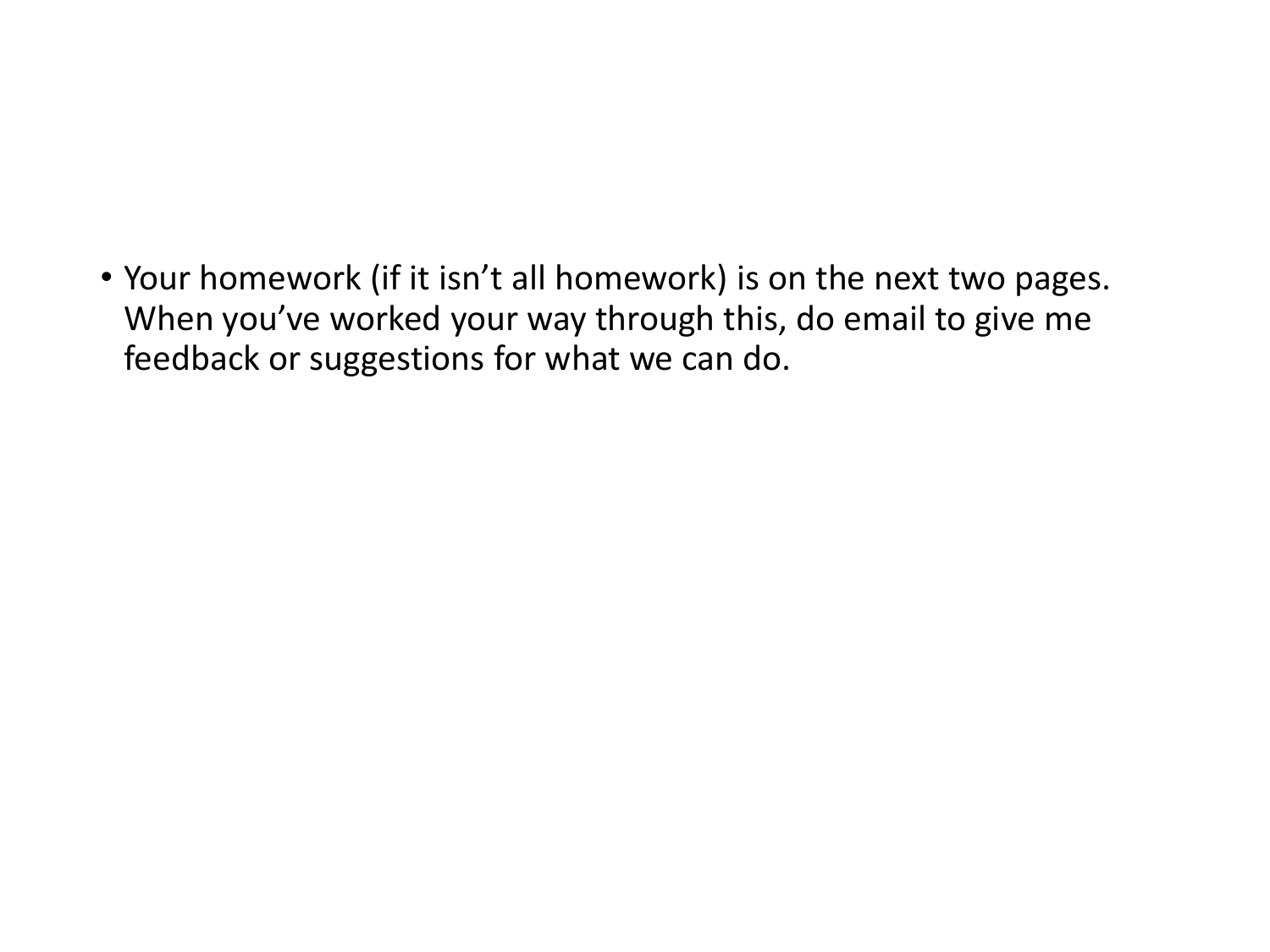- Your homework (if it isn't all homework) is on the next two pages. When you've worked your way through this, do email to give me feedback or suggestions for what we can do.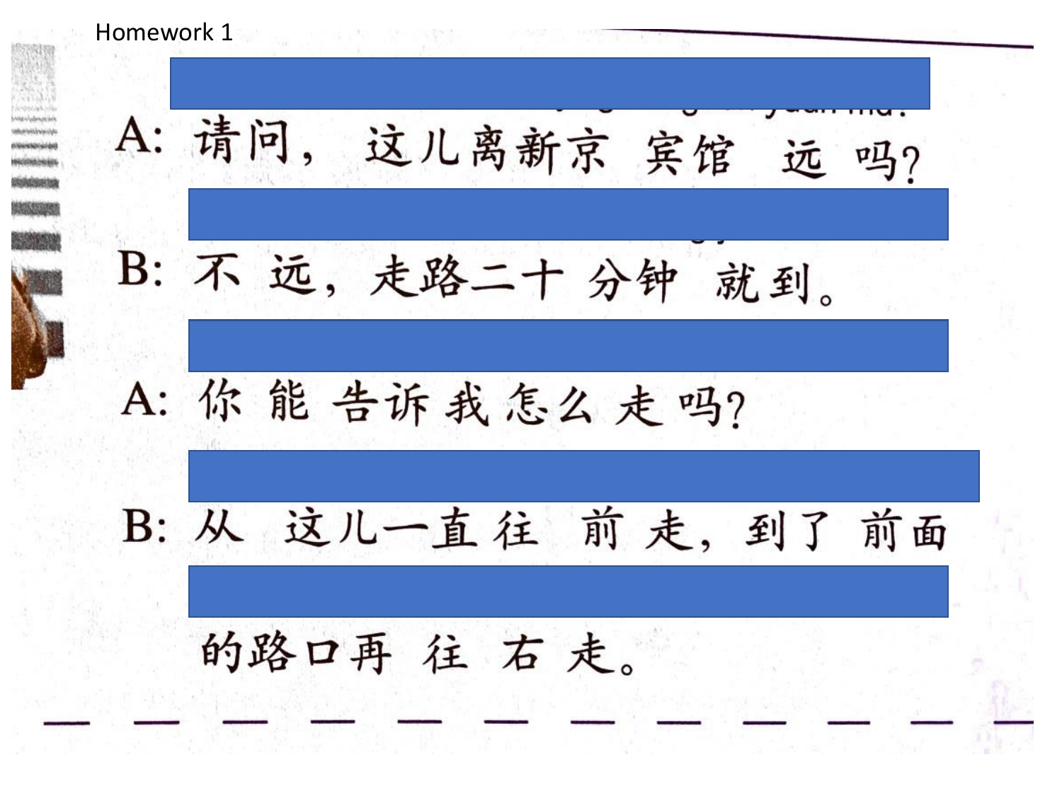Homework 1

A: 请问，这儿离新京 宾馆 远 吗?

B: 不 远，走路二十 分钟 就到。

A: 你 能 告诉我怎么 走 吗?

B: 从 这儿一直往 前 走，到了 前面

的路口再 往 右 走。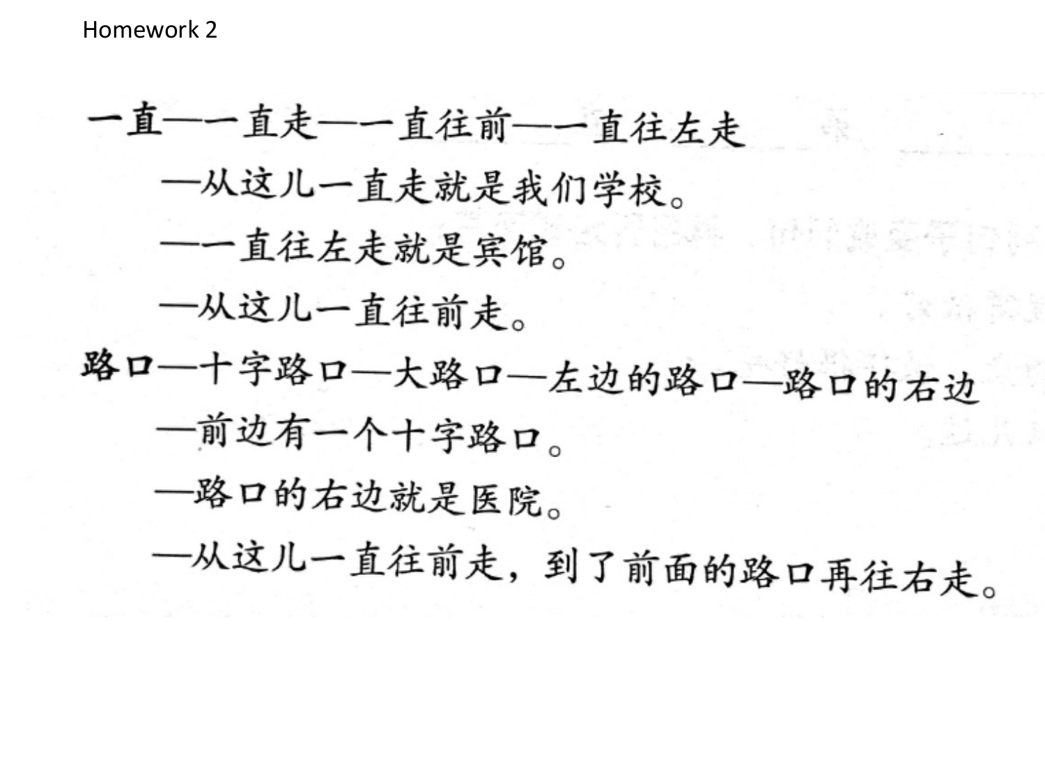Homework 2

**一直**—一直走—一直往前—一直往左走

—从这儿一直走就是我们学校。

—一直往左走就是宾馆。

—从这儿一直往前走。

**路口**—十字路口—大路口—左边的路口—路口的右边

—前边有一个十字路口。

—路口的右边就是医院。

—从这儿一直往前走，到了前面的路口再往右走。